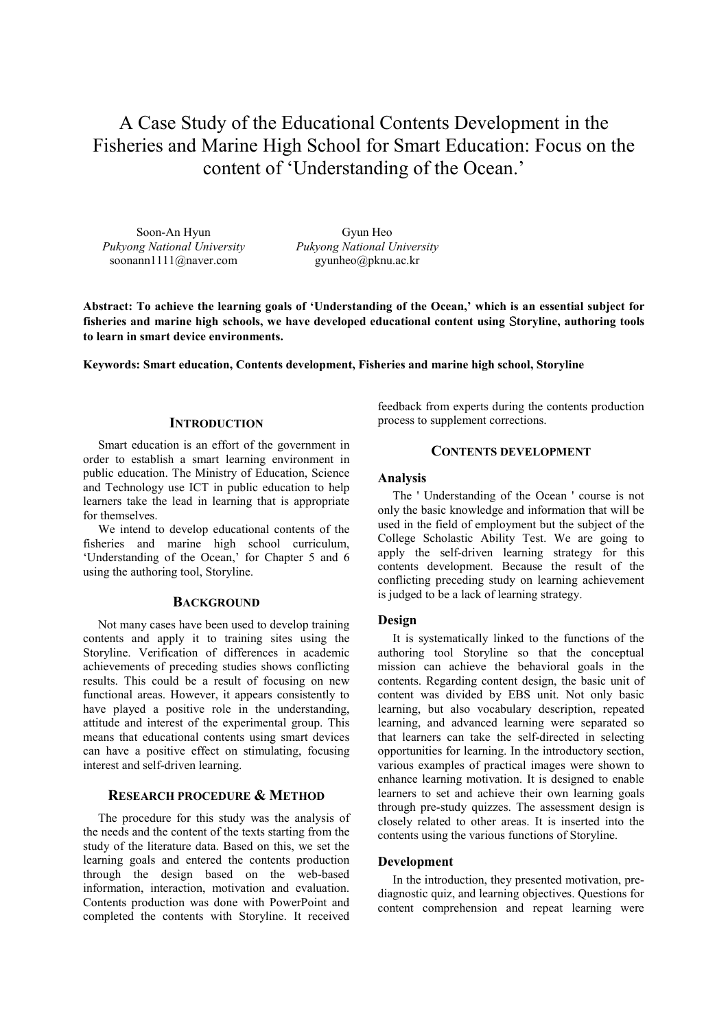# A Case Study of the Educational Contents Development in the Fisheries and Marine High School for Smart Education: Focus on the content of 'Understanding of the Ocean.'

Soon-An Hyun
*Pukyong National University*
soonann1111@naver.com

Gyun Heo
*Pukyong National University*
gyunheo@pknu.ac.kr

**Abstract: To achieve the learning goals of 'Understanding of the Ocean,' which is an essential subject for fisheries and marine high schools, we have developed educational content using Storyline, authoring tools to learn in smart device environments.**

**Keywords: Smart education, Contents development, Fisheries and marine high school, Storyline**

## INTRODUCTION

Smart education is an effort of the government in order to establish a smart learning environment in public education. The Ministry of Education, Science and Technology use ICT in public education to help learners take the lead in learning that is appropriate for themselves.

We intend to develop educational contents of the fisheries and marine high school curriculum, 'Understanding of the Ocean,' for Chapter 5 and 6 using the authoring tool, Storyline.

## BACKGROUND

Not many cases have been used to develop training contents and apply it to training sites using the Storyline. Verification of differences in academic achievements of preceding studies shows conflicting results. This could be a result of focusing on new functional areas. However, it appears consistently to have played a positive role in the understanding, attitude and interest of the experimental group. This means that educational contents using smart devices can have a positive effect on stimulating, focusing interest and self-driven learning.

## RESEARCH PROCEDURE & METHOD

The procedure for this study was the analysis of the needs and the content of the texts starting from the study of the literature data. Based on this, we set the learning goals and entered the contents production through the design based on the web-based information, interaction, motivation and evaluation. Contents production was done with PowerPoint and completed the contents with Storyline. It received feedback from experts during the contents production process to supplement corrections.

## CONTENTS DEVELOPMENT

### Analysis

The ' Understanding of the Ocean ' course is not only the basic knowledge and information that will be used in the field of employment but the subject of the College Scholastic Ability Test. We are going to apply the self-driven learning strategy for this contents development. Because the result of the conflicting preceding study on learning achievement is judged to be a lack of learning strategy.

### Design

It is systematically linked to the functions of the authoring tool Storyline so that the conceptual mission can achieve the behavioral goals in the contents. Regarding content design, the basic unit of content was divided by EBS unit. Not only basic learning, but also vocabulary description, repeated learning, and advanced learning were separated so that learners can take the self-directed in selecting opportunities for learning. In the introductory section, various examples of practical images were shown to enhance learning motivation. It is designed to enable learners to set and achieve their own learning goals through pre-study quizzes. The assessment design is closely related to other areas. It is inserted into the contents using the various functions of Storyline.

### Development

In the introduction, they presented motivation, pre-diagnostic quiz, and learning objectives. Questions for content comprehension and repeat learning were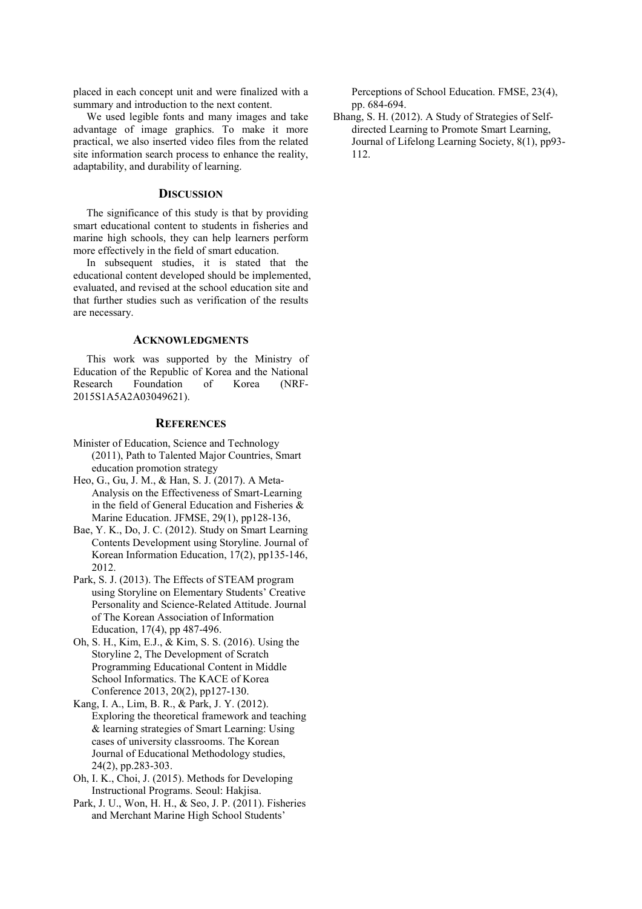placed in each concept unit and were finalized with a summary and introduction to the next content.

We used legible fonts and many images and take advantage of image graphics. To make it more practical, we also inserted video files from the related site information search process to enhance the reality, adaptability, and durability of learning.

## DISCUSSION

The significance of this study is that by providing smart educational content to students in fisheries and marine high schools, they can help learners perform more effectively in the field of smart education.

In subsequent studies, it is stated that the educational content developed should be implemented, evaluated, and revised at the school education site and that further studies such as verification of the results are necessary.

## ACKNOWLEDGMENTS

This work was supported by the Ministry of Education of the Republic of Korea and the National Research Foundation of Korea (NRF-2015S1A5A2A03049621).

## REFERENCES

Minister of Education, Science and Technology (2011), Path to Talented Major Countries, Smart education promotion strategy

Heo, G., Gu, J. M., & Han, S. J. (2017). A Meta-Analysis on the Effectiveness of Smart-Learning in the field of General Education and Fisheries & Marine Education. JFMSE, 29(1), pp128-136,

Bae, Y. K., Do, J. C. (2012). Study on Smart Learning Contents Development using Storyline. Journal of Korean Information Education, 17(2), pp135-146, 2012.

Park, S. J. (2013). The Effects of STEAM program using Storyline on Elementary Students' Creative Personality and Science-Related Attitude. Journal of The Korean Association of Information Education, 17(4), pp 487-496.

Oh, S. H., Kim, E.J., & Kim, S. S. (2016). Using the Storyline 2, The Development of Scratch Programming Educational Content in Middle School Informatics. The KACE of Korea Conference 2013, 20(2), pp127-130.

Kang, I. A., Lim, B. R., & Park, J. Y. (2012). Exploring the theoretical framework and teaching & learning strategies of Smart Learning: Using cases of university classrooms. The Korean Journal of Educational Methodology studies, 24(2), pp.283-303.

Oh, I. K., Choi, J. (2015). Methods for Developing Instructional Programs. Seoul: Hakjisa.

Park, J. U., Won, H. H., & Seo, J. P. (2011). Fisheries and Merchant Marine High School Students' Perceptions of School Education. FMSE, 23(4), pp. 684-694.

Bhang, S. H. (2012). A Study of Strategies of Self-directed Learning to Promote Smart Learning, Journal of Lifelong Learning Society, 8(1), pp93-112.